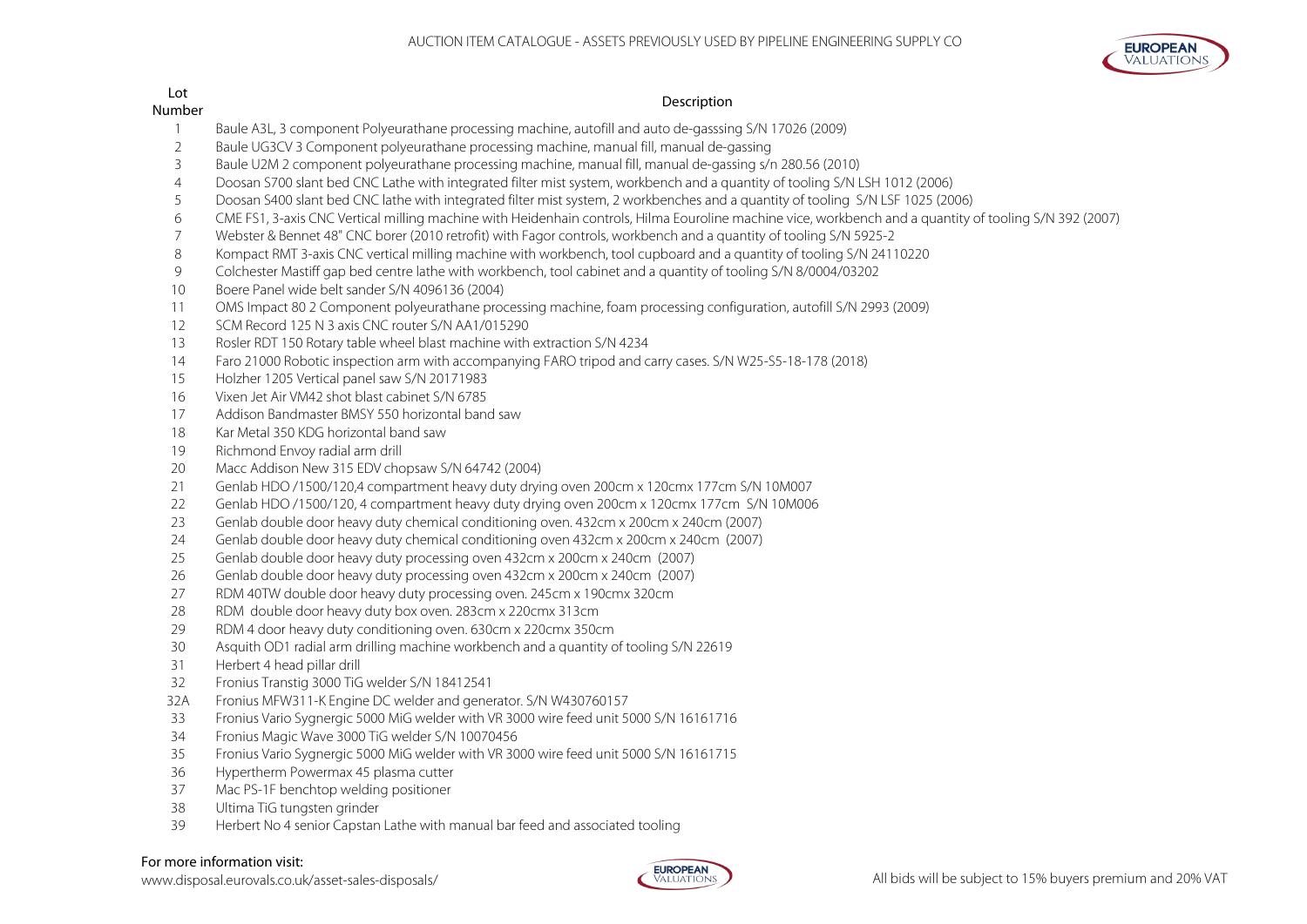# AUCTION ITEM CATALOGUE - ASSETS PREVIOUSLY USED BY PIPELINE ENGINEERING SUPPLY CO

| Lot Number | Description |
|---|---|
| 1 | Baule A3L, 3 component Polyeurathane processing machine, autofill and auto de-gasssing S/N 17026 (2009) |
| 2 | Baule UG3CV 3 Component polyeurathane processing machine, manual fill, manual de-gassing |
| 3 | Baule U2M 2 component polyeurathane processing machine, manual fill, manual de-gassing s/n 280.56 (2010) |
| 4 | Doosan S700 slant bed CNC Lathe with integrated filter mist system, workbench and a quantity of tooling S/N LSH 1012 (2006) |
| 5 | Doosan S400 slant bed CNC lathe with integrated filter mist system, 2 workbenches and a quantity of tooling S/N LSF 1025 (2006) |
| 6 | CME FS1, 3-axis CNC Vertical milling machine with Heidenhain controls, Hilma Eouroline machine vice, workbench and a quantity of tooling S/N 392 (2007) |
| 7 | Webster & Bennet 48" CNC borer (2010 retrofit) with Fagor controls, workbench and a quantity of tooling S/N 5925-2 |
| 8 | Kompact RMT 3-axis CNC vertical milling machine with workbench, tool cupboard and a quantity of tooling S/N 24110220 |
| 9 | Colchester Mastiff gap bed centre lathe with workbench, tool cabinet and a quantity of tooling S/N 8/0004/03202 |
| 10 | Boere Panel wide belt sander S/N 4096136 (2004) |
| 11 | OMS Impact 80 2 Component polyeurathane processing machine, foam processing configuration, autofill S/N 2993 (2009) |
| 12 | SCM Record 125 N 3 axis CNC router S/N AA1/015290 |
| 13 | Rosler RDT 150 Rotary table wheel blast machine with extraction S/N 4234 |
| 14 | Faro 21000 Robotic inspection arm with accompanying FARO tripod and carry cases. S/N W25-S5-18-178 (2018) |
| 15 | Holzher 1205 Vertical panel saw S/N 20171983 |
| 16 | Vixen Jet Air VM42 shot blast cabinet S/N 6785 |
| 17 | Addison Bandmaster BMSY 550 horizontal band saw |
| 18 | Kar Metal 350 KDG horizontal band saw |
| 19 | Richmond Envoy radial arm drill |
| 20 | Macc Addison New 315 EDV chopsaw S/N 64742 (2004) |
| 21 | Genlab HDO /1500/120,4 compartment heavy duty drying oven 200cm x 120cmx 177cm S/N 10M007 |
| 22 | Genlab HDO /1500/120, 4 compartment heavy duty drying oven 200cm x 120cmx 177cm S/N 10M006 |
| 23 | Genlab double door heavy duty chemical conditioning oven. 432cm x 200cm x 240cm (2007) |
| 24 | Genlab double door heavy duty chemical conditioning oven 432cm x 200cm x 240cm (2007) |
| 25 | Genlab double door heavy duty processing oven 432cm x 200cm x 240cm (2007) |
| 26 | Genlab double door heavy duty processing oven 432cm x 200cm x 240cm (2007) |
| 27 | RDM 40TW double door heavy duty processing oven. 245cm x 190cmx 320cm |
| 28 | RDM double door heavy duty box oven. 283cm x 220cmx 313cm |
| 29 | RDM 4 door heavy duty conditioning oven. 630cm x 220cmx 350cm |
| 30 | Asquith OD1 radial arm drilling machine workbench and a quantity of tooling S/N 22619 |
| 31 | Herbert 4 head pillar drill |
| 32 | Fronius Transtig 3000 TiG welder S/N 18412541 |
| 32A | Fronius MFW311-K Engine DC welder and generator. S/N W430760157 |
| 33 | Fronius Vario Sygnergic 5000 MiG welder with VR 3000 wire feed unit 5000 S/N 16161716 |
| 34 | Fronius Magic Wave 3000 TiG welder S/N 10070456 |
| 35 | Fronius Vario Sygnergic 5000 MiG welder with VR 3000 wire feed unit 5000 S/N 16161715 |
| 36 | Hypertherm Powermax 45 plasma cutter |
| 37 | Mac PS-1F benchtop welding positioner |
| 38 | Ultima TiG tungsten grinder |
| 39 | Herbert No 4 senior Capstan Lathe with manual bar feed and associated tooling |

For more information visit:
www.disposal.eurovals.co.uk/asset-sales-disposals/

All bids will be subject to 15% buyers premium and 20% VAT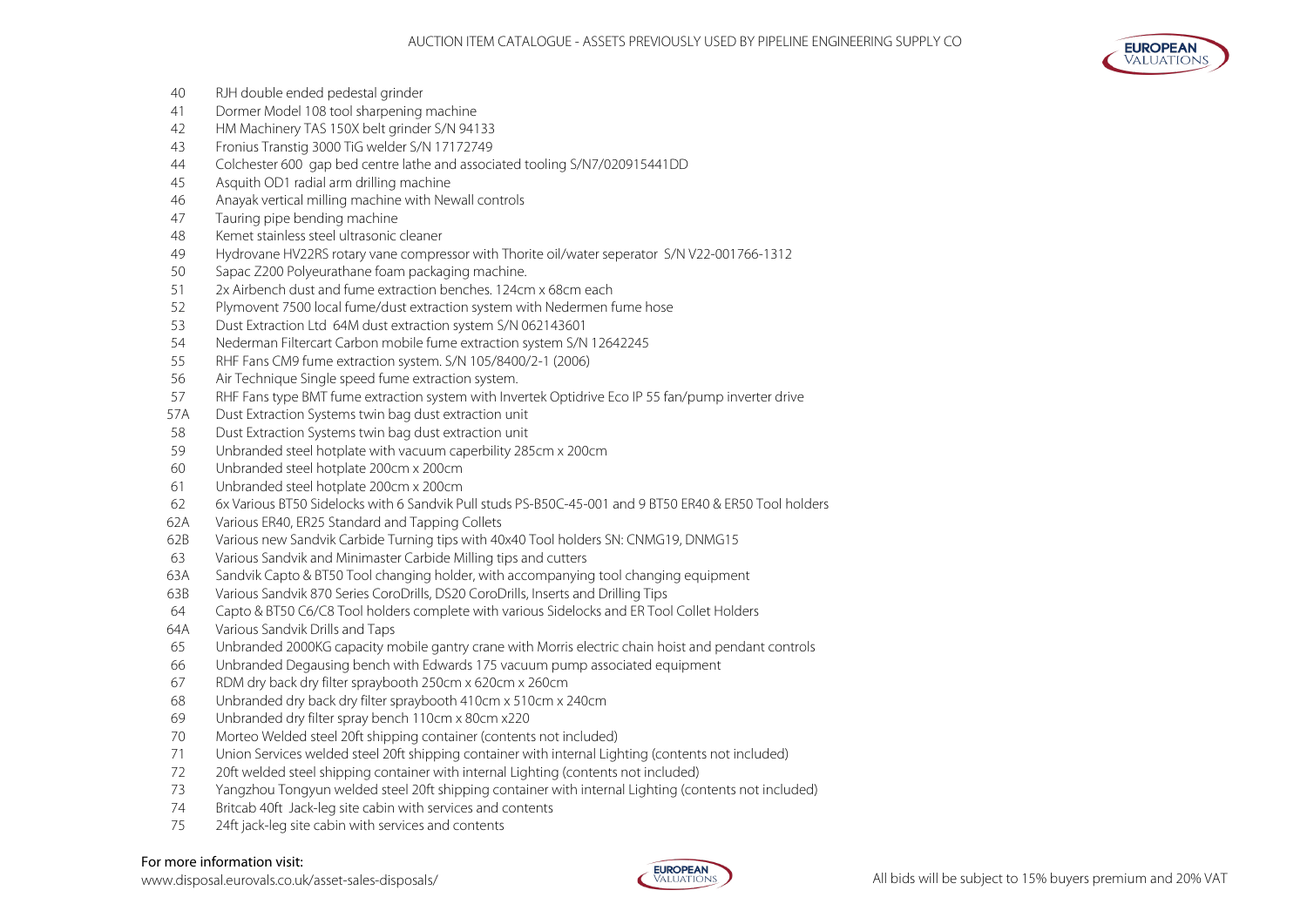| | |
|---|---|
| 40 | RJH double ended pedestal grinder |
| 41 | Dormer Model 108 tool sharpening machine |
| 42 | HM Machinery TAS 150X belt grinder S/N 94133 |
| 43 | Fronius Transtig 3000 TiG welder S/N 17172749 |
| 44 | Colchester 600 gap bed centre lathe and associated tooling S/N7/020915441DD |
| 45 | Asquith OD1 radial arm drilling machine |
| 46 | Anayak vertical milling machine with Newall controls |
| 47 | Tauring pipe bending machine |
| 48 | Kemet stainless steel ultrasonic cleaner |
| 49 | Hydrovane HV22RS rotary vane compressor with Thorite oil/water seperator S/N V22-001766-1312 |
| 50 | Sapac Z200 Polyeurathane foam packaging machine. |
| 51 | 2x Airbench dust and fume extraction benches. 124cm x 68cm each |
| 52 | Plymovent 7500 local fume/dust extraction system with Nedermen fume hose |
| 53 | Dust Extraction Ltd 64M dust extraction system S/N 062143601 |
| 54 | Nederman Filtercart Carbon mobile fume extraction system S/N 12642245 |
| 55 | RHF Fans CM9 fume extraction system. S/N 105/8400/2-1 (2006) |
| 56 | Air Technique Single speed fume extraction system. |
| 57 | RHF Fans type BMT fume extraction system with Invertek Optidrive Eco IP 55 fan/pump inverter drive |
| 57A | Dust Extraction Systems twin bag dust extraction unit |
| 58 | Dust Extraction Systems twin bag dust extraction unit |
| 59 | Unbranded steel hotplate with vacuum caperbility 285cm x 200cm |
| 60 | Unbranded steel hotplate 200cm x 200cm |
| 61 | Unbranded steel hotplate 200cm x 200cm |
| 62 | 6x Various BT50 Sidelocks with 6 Sandvik Pull studs PS-B50C-45-001 and 9 BT50 ER40 & ER50 Tool holders |
| 62A | Various ER40, ER25 Standard and Tapping Collets |
| 62B | Various new Sandvik Carbide Turning tips with 40x40 Tool holders SN: CNMG19, DNMG15 |
| 63 | Various Sandvik and Minimaster Carbide Milling tips and cutters |
| 63A | Sandvik Capto & BT50 Tool changing holder, with accompanying tool changing equipment |
| 63B | Various Sandvik 870 Series CoroDrills, DS20 CoroDrills, Inserts and Drilling Tips |
| 64 | Capto & BT50 C6/C8 Tool holders complete with various Sidelocks and ER Tool Collet Holders |
| 64A | Various Sandvik Drills and Taps |
| 65 | Unbranded 2000KG capacity mobile gantry crane with Morris electric chain hoist and pendant controls |
| 66 | Unbranded Degausing bench with Edwards 175 vacuum pump associated equipment |
| 67 | RDM dry back dry filter spraybooth 250cm x 620cm x 260cm |
| 68 | Unbranded dry back dry filter spraybooth 410cm x 510cm x 240cm |
| 69 | Unbranded dry filter spray bench 110cm x 80cm x220 |
| 70 | Morteo Welded steel 20ft shipping container (contents not included) |
| 71 | Union Services welded steel 20ft shipping container with internal Lighting (contents not included) |
| 72 | 20ft welded steel shipping container with internal Lighting (contents not included) |
| 73 | Yangzhou Tongyun welded steel 20ft shipping container with internal Lighting (contents not included) |
| 74 | Britcab 40ft Jack-leg site cabin with services and contents |
| 75 | 24ft jack-leg site cabin with services and contents |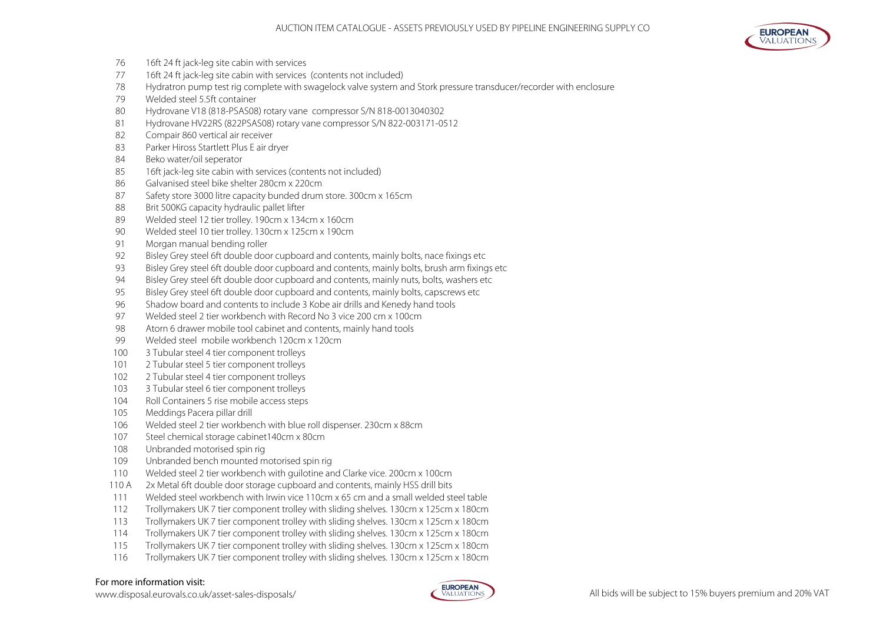| Lot | Description |
|---|---|
| 76 | 16ft 24 ft jack-leg site cabin with services |
| 77 | 16ft 24 ft jack-leg site cabin with services (contents not included) |
| 78 | Hydratron pump test rig complete with swagelock valve system and Stork pressure transducer/recorder with enclosure |
| 79 | Welded steel 5.5ft container |
| 80 | Hydrovane V18 (818-PSAS08) rotary vane compressor S/N 818-0013040302 |
| 81 | Hydrovane HV22RS (822PSAS08) rotary vane compressor S/N 822-003171-0512 |
| 82 | Compair 860 vertical air receiver |
| 83 | Parker Hiross Startlett Plus E air dryer |
| 84 | Beko water/oil seperator |
| 85 | 16ft jack-leg site cabin with services (contents not included) |
| 86 | Galvanised steel bike shelter 280cm x 220cm |
| 87 | Safety store 3000 litre capacity bunded drum store. 300cm x 165cm |
| 88 | Brit 500KG capacity hydraulic pallet lifter |
| 89 | Welded steel 12 tier trolley. 190cm x 134cm x 160cm |
| 90 | Welded steel 10 tier trolley. 130cm x 125cm x 190cm |
| 91 | Morgan manual bending roller |
| 92 | Bisley Grey steel 6ft double door cupboard and contents, mainly bolts, nace fixings etc |
| 93 | Bisley Grey steel 6ft double door cupboard and contents, mainly bolts, brush arm fixings etc |
| 94 | Bisley Grey steel 6ft double door cupboard and contents, mainly nuts, bolts, washers etc |
| 95 | Bisley Grey steel 6ft double door cupboard and contents, mainly bolts, capscrews etc |
| 96 | Shadow board and contents to include 3 Kobe air drills and Kenedy hand tools |
| 97 | Welded steel 2 tier workbench with Record No 3 vice 200 cm x 100cm |
| 98 | Atorn 6 drawer mobile tool cabinet and contents, mainly hand tools |
| 99 | Welded steel mobile workbench 120cm x 120cm |
| 100 | 3 Tubular steel 4 tier component trolleys |
| 101 | 2 Tubular steel 5 tier component trolleys |
| 102 | 2 Tubular steel 4 tier component trolleys |
| 103 | 3 Tubular steel 6 tier component trolleys |
| 104 | Roll Containers 5 rise mobile access steps |
| 105 | Meddings Pacera pillar drill |
| 106 | Welded steel 2 tier workbench with blue roll dispenser. 230cm x 88cm |
| 107 | Steel chemical storage cabinet140cm x 80cm |
| 108 | Unbranded motorised spin rig |
| 109 | Unbranded bench mounted motorised spin rig |
| 110 | Welded steel 2 tier workbench with guilotine and Clarke vice. 200cm x 100cm |
| 110 A | 2x Metal 6ft double door storage cupboard and contents, mainly HSS drill bits |
| 111 | Welded steel workbench with Irwin vice 110cm x 65 cm and a small welded steel table |
| 112 | Trollymakers UK 7 tier component trolley with sliding shelves. 130cm x 125cm x 180cm |
| 113 | Trollymakers UK 7 tier component trolley with sliding shelves. 130cm x 125cm x 180cm |
| 114 | Trollymakers UK 7 tier component trolley with sliding shelves. 130cm x 125cm x 180cm |
| 115 | Trollymakers UK 7 tier component trolley with sliding shelves. 130cm x 125cm x 180cm |
| 116 | Trollymakers UK 7 tier component trolley with sliding shelves. 130cm x 125cm x 180cm |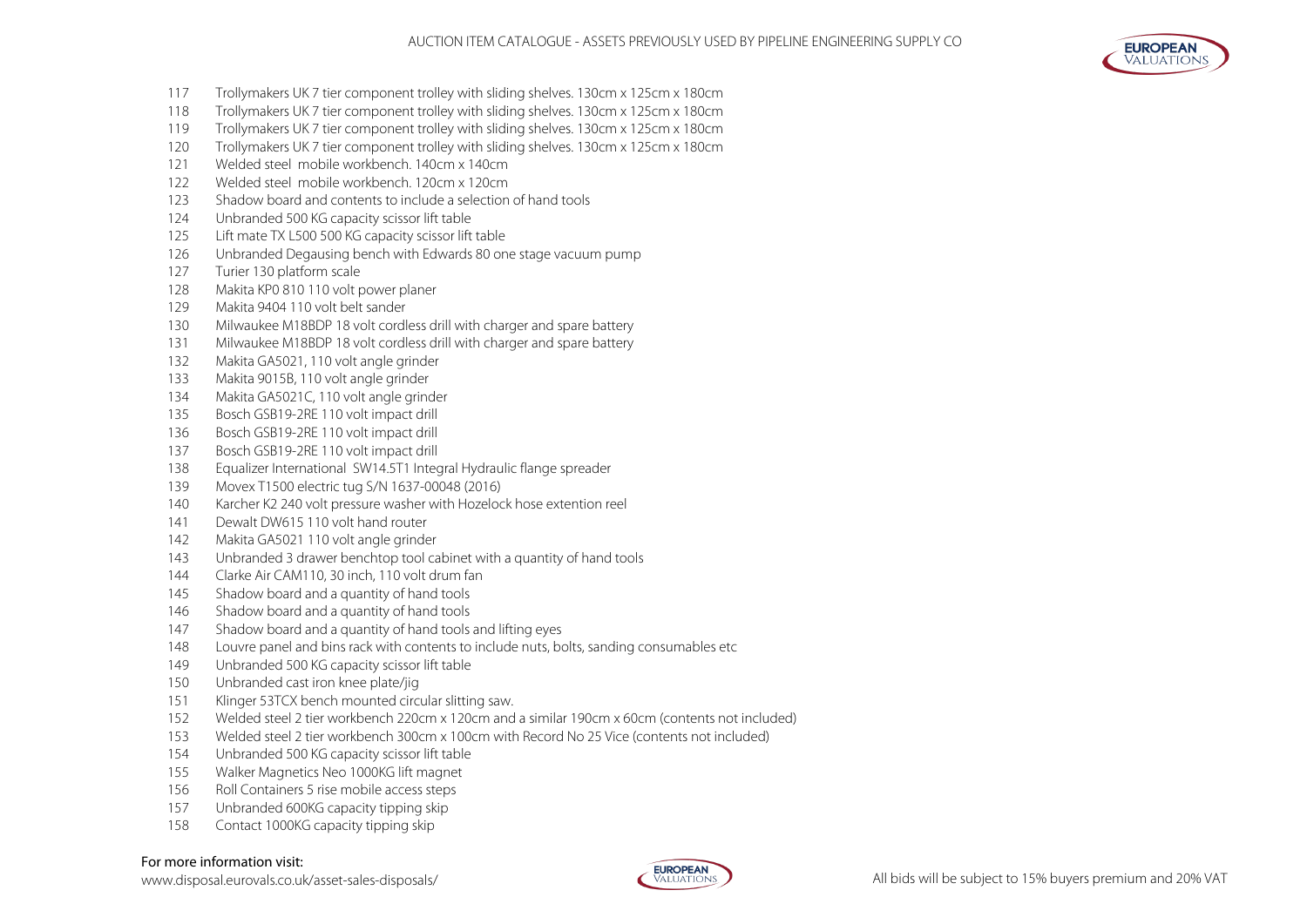| | |
|---|---|
| 117 | Trollymakers UK 7 tier component trolley with sliding shelves. 130cm x 125cm x 180cm |
| 118 | Trollymakers UK 7 tier component trolley with sliding shelves. 130cm x 125cm x 180cm |
| 119 | Trollymakers UK 7 tier component trolley with sliding shelves. 130cm x 125cm x 180cm |
| 120 | Trollymakers UK 7 tier component trolley with sliding shelves. 130cm x 125cm x 180cm |
| 121 | Welded steel mobile workbench. 140cm x 140cm |
| 122 | Welded steel mobile workbench. 120cm x 120cm |
| 123 | Shadow board and contents to include a selection of hand tools |
| 124 | Unbranded 500 KG capacity scissor lift table |
| 125 | Lift mate TX L500 500 KG capacity scissor lift table |
| 126 | Unbranded Degausing bench with Edwards 80 one stage vacuum pump |
| 127 | Turier 130 platform scale |
| 128 | Makita KP0 810 110 volt power planer |
| 129 | Makita 9404 110 volt belt sander |
| 130 | Milwaukee M18BDP 18 volt cordless drill with charger and spare battery |
| 131 | Milwaukee M18BDP 18 volt cordless drill with charger and spare battery |
| 132 | Makita GA5021, 110 volt angle grinder |
| 133 | Makita 9015B, 110 volt angle grinder |
| 134 | Makita GA5021C, 110 volt angle grinder |
| 135 | Bosch GSB19-2RE 110 volt impact drill |
| 136 | Bosch GSB19-2RE 110 volt impact drill |
| 137 | Bosch GSB19-2RE 110 volt impact drill |
| 138 | Equalizer International SW14.5T1 Integral Hydraulic flange spreader |
| 139 | Movex T1500 electric tug S/N 1637-00048 (2016) |
| 140 | Karcher K2 240 volt pressure washer with Hozelock hose extention reel |
| 141 | Dewalt DW615 110 volt hand router |
| 142 | Makita GA5021 110 volt angle grinder |
| 143 | Unbranded 3 drawer benchtop tool cabinet with a quantity of hand tools |
| 144 | Clarke Air CAM110, 30 inch, 110 volt drum fan |
| 145 | Shadow board and a quantity of hand tools |
| 146 | Shadow board and a quantity of hand tools |
| 147 | Shadow board and a quantity of hand tools and lifting eyes |
| 148 | Louvre panel and bins rack with contents to include nuts, bolts, sanding consumables etc |
| 149 | Unbranded 500 KG capacity scissor lift table |
| 150 | Unbranded cast iron knee plate/jig |
| 151 | Klinger 53TCX bench mounted circular slitting saw. |
| 152 | Welded steel 2 tier workbench 220cm x 120cm and a similar 190cm x 60cm (contents not included) |
| 153 | Welded steel 2 tier workbench 300cm x 100cm with Record No 25 Vice (contents not included) |
| 154 | Unbranded 500 KG capacity scissor lift table |
| 155 | Walker Magnetics Neo 1000KG lift magnet |
| 156 | Roll Containers 5 rise mobile access steps |
| 157 | Unbranded 600KG capacity tipping skip |
| 158 | Contact 1000KG capacity tipping skip |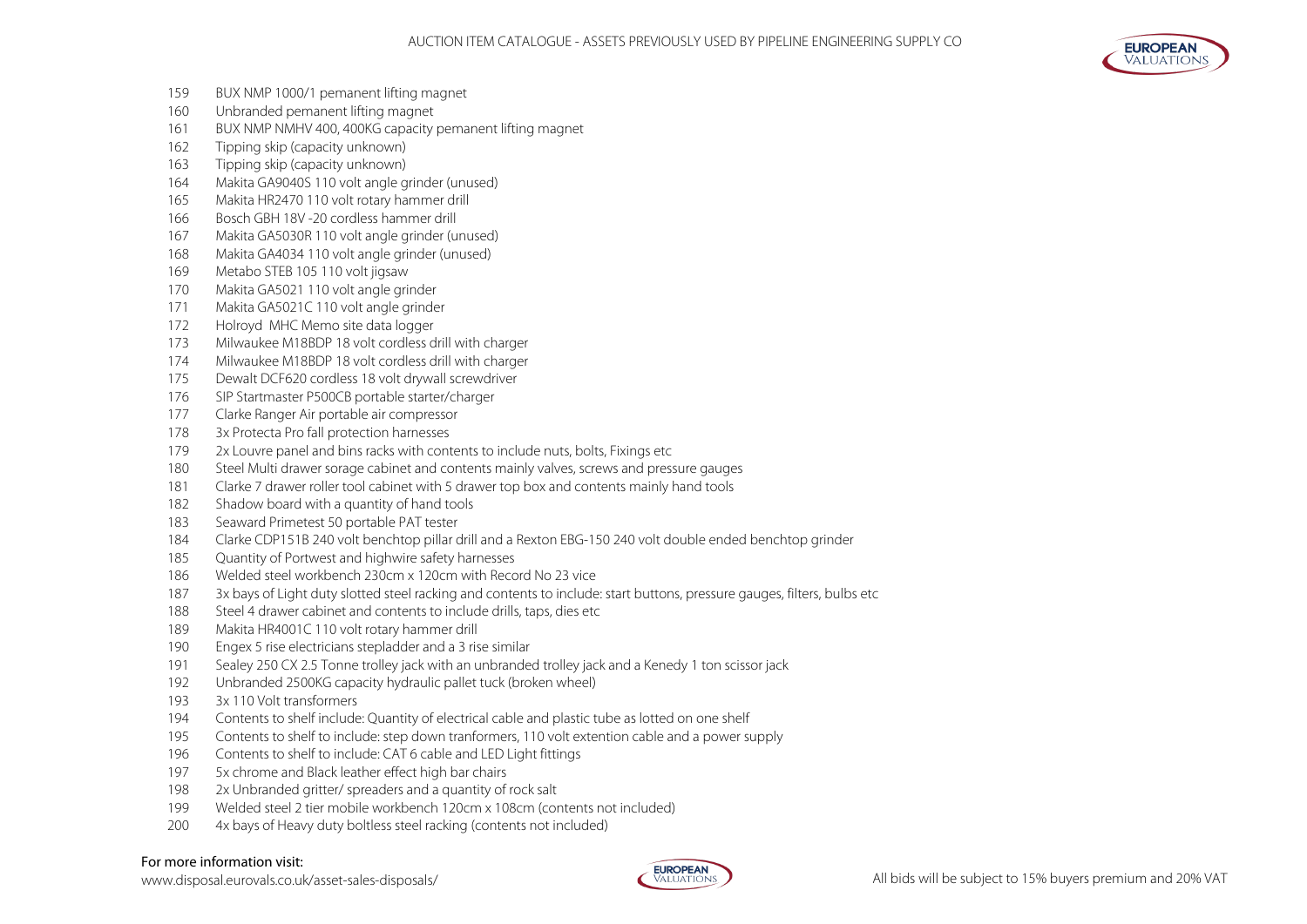159 BUX NMP 1000/1 pemanent lifting magnet
160 Unbranded pemanent lifting magnet
161 BUX NMP NMHV 400, 400KG capacity pemanent lifting magnet
162 Tipping skip (capacity unknown)
163 Tipping skip (capacity unknown)
164 Makita GA9040S 110 volt angle grinder (unused)
165 Makita HR2470 110 volt rotary hammer drill
166 Bosch GBH 18V -20 cordless hammer drill
167 Makita GA5030R 110 volt angle grinder (unused)
168 Makita GA4034 110 volt angle grinder (unused)
169 Metabo STEB 105 110 volt jigsaw
170 Makita GA5021 110 volt angle grinder
171 Makita GA5021C 110 volt angle grinder
172 Holroyd MHC Memo site data logger
173 Milwaukee M18BDP 18 volt cordless drill with charger
174 Milwaukee M18BDP 18 volt cordless drill with charger
175 Dewalt DCF620 cordless 18 volt drywall screwdriver
176 SIP Startmaster P500CB portable starter/charger
177 Clarke Ranger Air portable air compressor
178 3x Protecta Pro fall protection harnesses
179 2x Louvre panel and bins racks with contents to include nuts, bolts, Fixings etc
180 Steel Multi drawer sorage cabinet and contents mainly valves, screws and pressure gauges
181 Clarke 7 drawer roller tool cabinet with 5 drawer top box and contents mainly hand tools
182 Shadow board with a quantity of hand tools
183 Seaward Primetest 50 portable PAT tester
184 Clarke CDP151B 240 volt benchtop pillar drill and a Rexton EBG-150 240 volt double ended benchtop grinder
185 Quantity of Portwest and highwire safety harnesses
186 Welded steel workbench 230cm x 120cm with Record No 23 vice
187 3x bays of Light duty slotted steel racking and contents to include: start buttons, pressure gauges, filters, bulbs etc
188 Steel 4 drawer cabinet and contents to include drills, taps, dies etc
189 Makita HR4001C 110 volt rotary hammer drill
190 Engex 5 rise electricians stepladder and a 3 rise similar
191 Sealey 250 CX 2.5 Tonne trolley jack with an unbranded trolley jack and a Kenedy 1 ton scissor jack
192 Unbranded 2500KG capacity hydraulic pallet tuck (broken wheel)
193 3x 110 Volt transformers
194 Contents to shelf include: Quantity of electrical cable and plastic tube as lotted on one shelf
195 Contents to shelf to include: step down tranformers, 110 volt extention cable and a power supply
196 Contents to shelf to include: CAT 6 cable and LED Light fittings
197 5x chrome and Black leather effect high bar chairs
198 2x Unbranded gritter/ spreaders and a quantity of rock salt
199 Welded steel 2 tier mobile workbench 120cm x 108cm (contents not included)
200 4x bays of Heavy duty boltless steel racking (contents not included)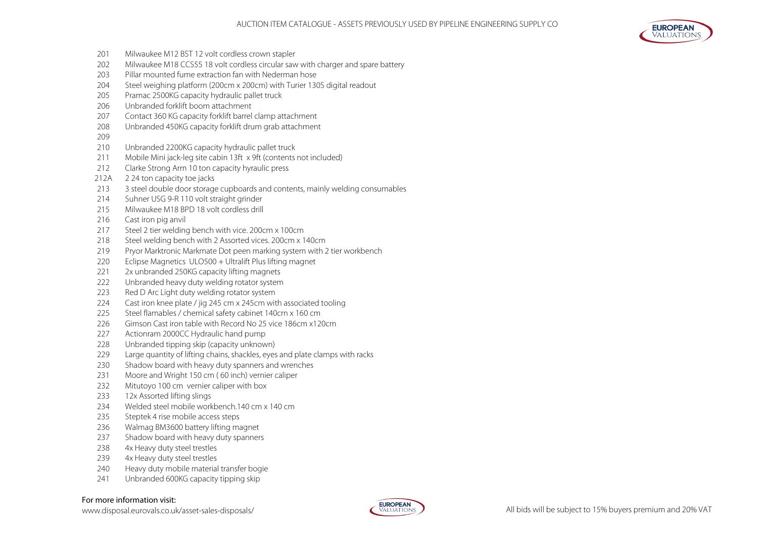| | |
|---|---|
| 201 | Milwaukee M12 BST 12 volt cordless crown stapler |
| 202 | Milwaukee M18 CCS55 18 volt cordless circular saw with charger and spare battery |
| 203 | Pillar mounted fume extraction fan with Nederman hose |
| 204 | Steel weighing platform (200cm x 200cm) with Turier 130S digital readout |
| 205 | Pramac 2500KG capacity hydraulic pallet truck |
| 206 | Unbranded forklift boom attachment |
| 207 | Contact 360 KG capacity forklift barrel clamp attachment |
| 208 | Unbranded 450KG capacity forklift drum grab attachment |
| 209 | |
| 210 | Unbranded 2200KG capacity hydraulic pallet truck |
| 211 | Mobile Mini jack-leg site cabin 13ft x 9ft (contents not included) |
| 212 | Clarke Strong Arm 10 ton capacity hyraulic press |
| 212A | 2 24 ton capacity toe jacks |
| 213 | 3 steel double door storage cupboards and contents, mainly welding consumables |
| 214 | Suhner USG 9-R 110 volt straight grinder |
| 215 | Milwaukee M18 BPD 18 volt cordless drill |
| 216 | Cast iron pig anvil |
| 217 | Steel 2 tier welding bench with vice. 200cm x 100cm |
| 218 | Steel welding bench with 2 Assorted vices. 200cm x 140cm |
| 219 | Pryor Marktronic Markmate Dot peen marking system with 2 tier workbench |
| 220 | Eclipse Magnetics ULO500 + Ultralift Plus lifting magnet |
| 221 | 2x unbranded 250KG capacity lifting magnets |
| 222 | Unbranded heavy duty welding rotator system |
| 223 | Red D Arc Light duty welding rotator system |
| 224 | Cast iron knee plate / jig 245 cm x 245cm with associated tooling |
| 225 | Steel flamables / chemical safety cabinet 140cm x 160 cm |
| 226 | Gimson Cast iron table with Record No 25 vice 186cm x120cm |
| 227 | Actionram 2000CC Hydraulic hand pump |
| 228 | Unbranded tipping skip (capacity unknown) |
| 229 | Large quantity of lifting chains, shackles, eyes and plate clamps with racks |
| 230 | Shadow board with heavy duty spanners and wrenches |
| 231 | Moore and Wright 150 cm ( 60 inch) vernier caliper |
| 232 | Mitutoyo 100 cm vernier caliper with box |
| 233 | 12x Assorted lifting slings |
| 234 | Welded steel mobile workbench.140 cm x 140 cm |
| 235 | Steptek 4 rise mobile access steps |
| 236 | Walmag BM3600 battery lifting magnet |
| 237 | Shadow board with heavy duty spanners |
| 238 | 4x Heavy duty steel trestles |
| 239 | 4x Heavy duty steel trestles |
| 240 | Heavy duty mobile material transfer bogie |
| 241 | Unbranded 600KG capacity tipping skip |

For more information visit:
www.disposal.eurovals.co.uk/asset-sales-disposals/

All bids will be subject to 15% buyers premium and 20% VAT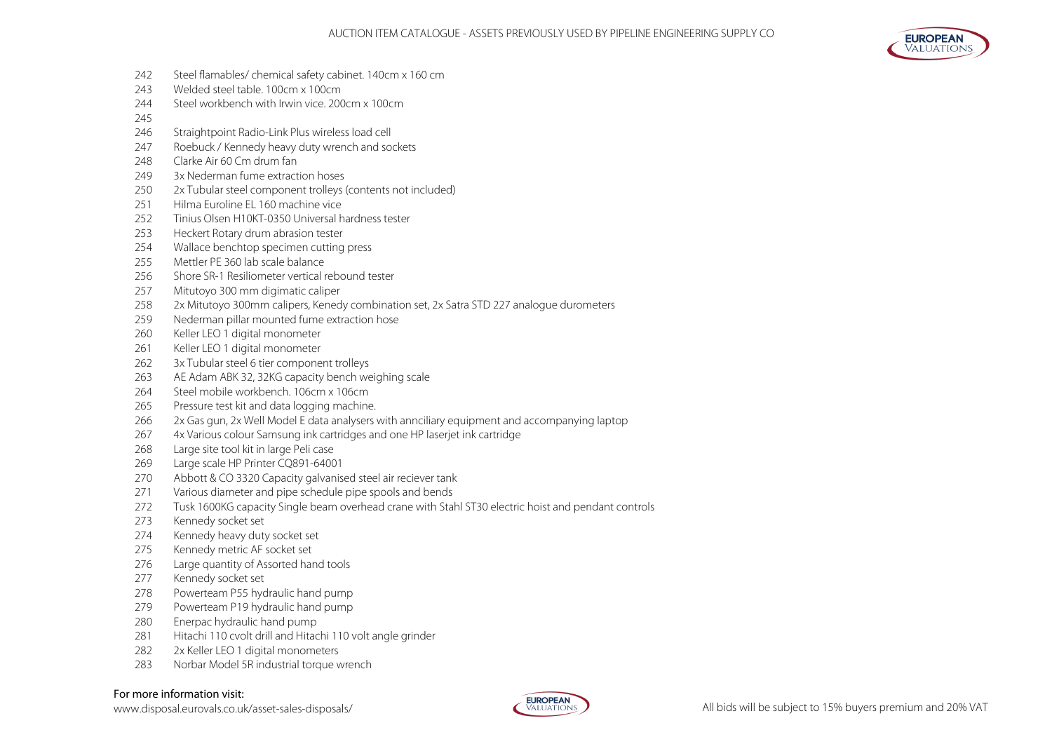| | |
|---|---|
| 242 | Steel flamables/ chemical safety cabinet. 140cm x 160 cm |
| 243 | Welded steel table. 100cm x 100cm |
| 244 | Steel workbench with Irwin vice. 200cm x 100cm |
| 245 | |
| 246 | Straightpoint Radio-Link Plus wireless load cell |
| 247 | Roebuck / Kennedy heavy duty wrench and sockets |
| 248 | Clarke Air 60 Cm drum fan |
| 249 | 3x Nederman fume extraction hoses |
| 250 | 2x Tubular steel component trolleys (contents not included) |
| 251 | Hilma Euroline EL 160 machine vice |
| 252 | Tinius Olsen H10KT-0350 Universal hardness tester |
| 253 | Heckert Rotary drum abrasion tester |
| 254 | Wallace benchtop specimen cutting press |
| 255 | Mettler PE 360 lab scale balance |
| 256 | Shore SR-1 Resiliometer vertical rebound tester |
| 257 | Mitutoyo 300 mm digimatic caliper |
| 258 | 2x Mitutoyo 300mm calipers, Kenedy combination set, 2x Satra STD 227 analogue durometers |
| 259 | Nederman pillar mounted fume extraction hose |
| 260 | Keller LEO 1 digital monometer |
| 261 | Keller LEO 1 digital monometer |
| 262 | 3x Tubular steel 6 tier component trolleys |
| 263 | AE Adam ABK 32, 32KG capacity bench weighing scale |
| 264 | Steel mobile workbench. 106cm x 106cm |
| 265 | Pressure test kit and data logging machine. |
| 266 | 2x Gas gun, 2x Well Model E data analysers with annciliary equipment and accompanying laptop |
| 267 | 4x Various colour Samsung ink cartridges and one HP laserjet ink cartridge |
| 268 | Large site tool kit in large Peli case |
| 269 | Large scale HP Printer CQ891-64001 |
| 270 | Abbott & CO 3320 Capacity galvanised steel air reciever tank |
| 271 | Various diameter and pipe schedule pipe spools and bends |
| 272 | Tusk 1600KG capacity Single beam overhead crane with Stahl ST30 electric hoist and pendant controls |
| 273 | Kennedy socket set |
| 274 | Kennedy heavy duty socket set |
| 275 | Kennedy metric AF socket set |
| 276 | Large quantity of Assorted hand tools |
| 277 | Kennedy socket set |
| 278 | Powerteam P55 hydraulic hand pump |
| 279 | Powerteam P19 hydraulic hand pump |
| 280 | Enerpac hydraulic hand pump |
| 281 | Hitachi 110 cvolt drill and Hitachi 110 volt angle grinder |
| 282 | 2x Keller LEO 1 digital monometers |
| 283 | Norbar Model 5R industrial torque wrench |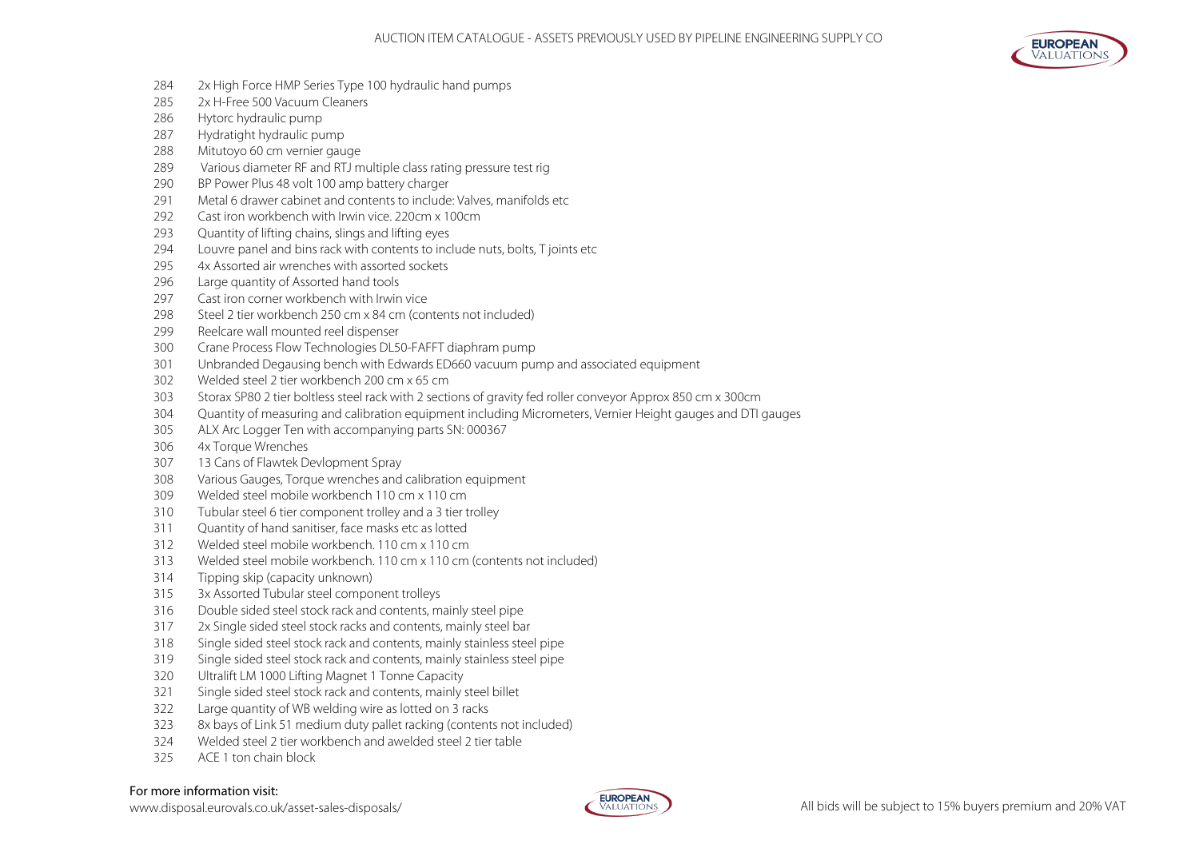| | |
|---|---|
| 284 | 2x High Force HMP Series Type 100 hydraulic hand pumps |
| 285 | 2x H-Free 500 Vacuum Cleaners |
| 286 | Hytorc hydraulic pump |
| 287 | Hydratight hydraulic pump |
| 288 | Mitutoyo 60 cm vernier gauge |
| 289 | Various diameter RF and RTJ multiple class rating pressure test rig |
| 290 | BP Power Plus 48 volt 100 amp battery charger |
| 291 | Metal 6 drawer cabinet and contents to include: Valves, manifolds etc |
| 292 | Cast iron workbench with Irwin vice. 220cm x 100cm |
| 293 | Quantity of lifting chains, slings and lifting eyes |
| 294 | Louvre panel and bins rack with contents to include nuts, bolts, T joints etc |
| 295 | 4x Assorted air wrenches with assorted sockets |
| 296 | Large quantity of Assorted hand tools |
| 297 | Cast iron corner workbench with Irwin vice |
| 298 | Steel 2 tier workbench 250 cm x 84 cm (contents not included) |
| 299 | Reelcare wall mounted reel dispenser |
| 300 | Crane Process Flow Technologies DL50-FAFFT diaphram pump |
| 301 | Unbranded Degausing bench with Edwards ED660 vacuum pump and associated equipment |
| 302 | Welded steel 2 tier workbench 200 cm x 65 cm |
| 303 | Storax SP80 2 tier boltless steel rack with 2 sections of gravity fed roller conveyor Approx 850 cm x 300cm |
| 304 | Quantity of measuring and calibration equipment including Micrometers, Vernier Height gauges and DTI gauges |
| 305 | ALX Arc Logger Ten with accompanying parts SN: 000367 |
| 306 | 4x Torque Wrenches |
| 307 | 13 Cans of Flawtek Devlopment Spray |
| 308 | Various Gauges, Torque wrenches and calibration equipment |
| 309 | Welded steel mobile workbench 110 cm x 110 cm |
| 310 | Tubular steel 6 tier component trolley and a 3 tier trolley |
| 311 | Quantity of hand sanitiser, face masks etc as lotted |
| 312 | Welded steel mobile workbench. 110 cm x 110 cm |
| 313 | Welded steel mobile workbench. 110 cm x 110 cm (contents not included) |
| 314 | Tipping skip (capacity unknown) |
| 315 | 3x Assorted Tubular steel component trolleys |
| 316 | Double sided steel stock rack and contents, mainly steel pipe |
| 317 | 2x Single sided steel stock racks and contents, mainly steel bar |
| 318 | Single sided steel stock rack and contents, mainly stainless steel pipe |
| 319 | Single sided steel stock rack and contents, mainly stainless steel pipe |
| 320 | Ultralift LM 1000 Lifting Magnet 1 Tonne Capacity |
| 321 | Single sided steel stock rack and contents, mainly steel billet |
| 322 | Large quantity of WB welding wire as lotted on 3 racks |
| 323 | 8x bays of Link 51 medium duty pallet racking (contents not included) |
| 324 | Welded steel 2 tier workbench and awelded steel 2 tier table |
| 325 | ACE 1 ton chain block |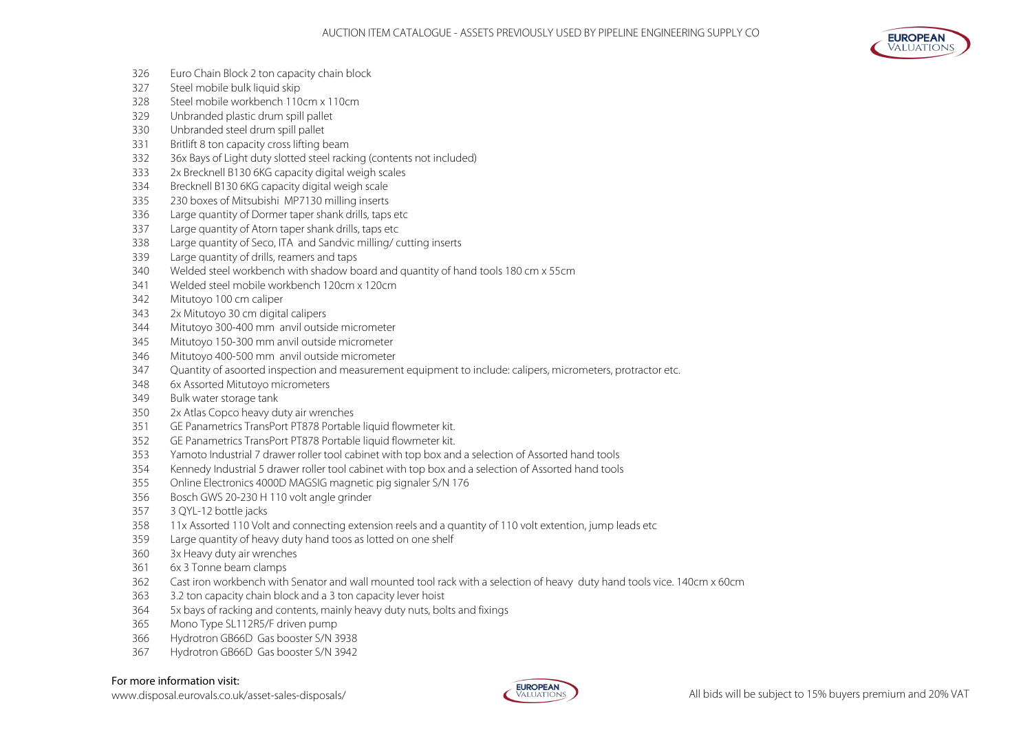326 Euro Chain Block 2 ton capacity chain block
327 Steel mobile bulk liquid skip
328 Steel mobile workbench 110cm x 110cm
329 Unbranded plastic drum spill pallet
330 Unbranded steel drum spill pallet
331 Britlift 8 ton capacity cross lifting beam
332 36x Bays of Light duty slotted steel racking (contents not included)
333 2x Brecknell B130 6KG capacity digital weigh scales
334 Brecknell B130 6KG capacity digital weigh scale
335 230 boxes of Mitsubishi MP7130 milling inserts
336 Large quantity of Dormer taper shank drills, taps etc
337 Large quantity of Atorn taper shank drills, taps etc
338 Large quantity of Seco, ITA and Sandvic milling/ cutting inserts
339 Large quantity of drills, reamers and taps
340 Welded steel workbench with shadow board and quantity of hand tools 180 cm x 55cm
341 Welded steel mobile workbench 120cm x 120cm
342 Mitutoyo 100 cm caliper
343 2x Mitutoyo 30 cm digital calipers
344 Mitutoyo 300-400 mm anvil outside micrometer
345 Mitutoyo 150-300 mm anvil outside micrometer
346 Mitutoyo 400-500 mm anvil outside micrometer
347 Quantity of asoorted inspection and measurement equipment to include: calipers, micrometers, protractor etc.
348 6x Assorted Mitutoyo micrometers
349 Bulk water storage tank
350 2x Atlas Copco heavy duty air wrenches
351 GE Panametrics TransPort PT878 Portable liquid flowmeter kit.
352 GE Panametrics TransPort PT878 Portable liquid flowmeter kit.
353 Yamoto Industrial 7 drawer roller tool cabinet with top box and a selection of Assorted hand tools
354 Kennedy Industrial 5 drawer roller tool cabinet with top box and a selection of Assorted hand tools
355 Online Electronics 4000D MAGSIG magnetic pig signaler S/N 176
356 Bosch GWS 20-230 H 110 volt angle grinder
357 3 QYL-12 bottle jacks
358 11x Assorted 110 Volt and connecting extension reels and a quantity of 110 volt extention, jump leads etc
359 Large quantity of heavy duty hand toos as lotted on one shelf
360 3x Heavy duty air wrenches
361 6x 3 Tonne beam clamps
362 Cast iron workbench with Senator and wall mounted tool rack with a selection of heavy duty hand tools vice. 140cm x 60cm
363 3.2 ton capacity chain block and a 3 ton capacity lever hoist
364 5x bays of racking and contents, mainly heavy duty nuts, bolts and fixings
365 Mono Type SL112R5/F driven pump
366 Hydrotron GB66D Gas booster S/N 3938
367 Hydrotron GB66D Gas booster S/N 3942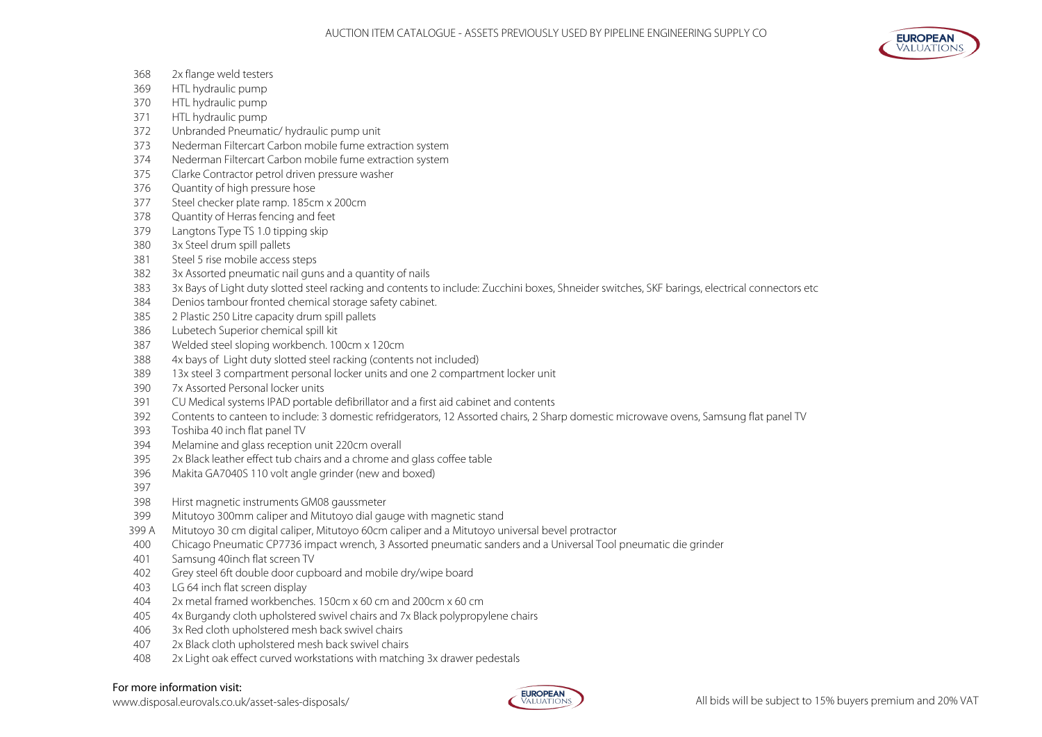| | |
|---|---|
| 368 | 2x flange weld testers |
| 369 | HTL hydraulic pump |
| 370 | HTL hydraulic pump |
| 371 | HTL hydraulic pump |
| 372 | Unbranded Pneumatic/ hydraulic pump unit |
| 373 | Nederman Filtercart Carbon mobile fume extraction system |
| 374 | Nederman Filtercart Carbon mobile fume extraction system |
| 375 | Clarke Contractor petrol driven pressure washer |
| 376 | Quantity of high pressure hose |
| 377 | Steel checker plate ramp. 185cm x 200cm |
| 378 | Quantity of Herras fencing and feet |
| 379 | Langtons Type TS 1.0 tipping skip |
| 380 | 3x Steel drum spill pallets |
| 381 | Steel 5 rise mobile access steps |
| 382 | 3x Assorted pneumatic nail guns and a quantity of nails |
| 383 | 3x Bays of Light duty slotted steel racking and contents to include: Zucchini boxes, Shneider switches, SKF barings, electrical connectors etc |
| 384 | Denios tambour fronted chemical storage safety cabinet. |
| 385 | 2 Plastic 250 Litre capacity drum spill pallets |
| 386 | Lubetech Superior chemical spill kit |
| 387 | Welded steel sloping workbench. 100cm x 120cm |
| 388 | 4x bays of Light duty slotted steel racking (contents not included) |
| 389 | 13x steel 3 compartment personal locker units and one 2 compartment locker unit |
| 390 | 7x Assorted Personal locker units |
| 391 | CU Medical systems IPAD portable defibrillator and a first aid cabinet and contents |
| 392 | Contents to canteen to include: 3 domestic refridgerators, 12 Assorted chairs, 2 Sharp domestic microwave ovens, Samsung flat panel TV |
| 393 | Toshiba 40 inch flat panel TV |
| 394 | Melamine and glass reception unit 220cm overall |
| 395 | 2x Black leather effect tub chairs and a chrome and glass coffee table |
| 396 | Makita GA7040S 110 volt angle grinder (new and boxed) |
| 397 | |
| 398 | Hirst magnetic instruments GM08 gaussmeter |
| 399 | Mitutoyo 300mm caliper and Mitutoyo dial gauge with magnetic stand |
| 399 A | Mitutoyo 30 cm digital caliper, Mitutoyo 60cm caliper and a Mitutoyo universal bevel protractor |
| 400 | Chicago Pneumatic CP7736 impact wrench, 3 Assorted pneumatic sanders and a Universal Tool pneumatic die grinder |
| 401 | Samsung 40inch flat screen TV |
| 402 | Grey steel 6ft double door cupboard and mobile dry/wipe board |
| 403 | LG 64 inch flat screen display |
| 404 | 2x metal framed workbenches. 150cm x 60 cm and 200cm x 60 cm |
| 405 | 4x Burgandy cloth upholstered swivel chairs and 7x Black polypropylene chairs |
| 406 | 3x Red cloth upholstered mesh back swivel chairs |
| 407 | 2x Black cloth upholstered mesh back swivel chairs |
| 408 | 2x Light oak effect curved workstations with matching 3x drawer pedestals |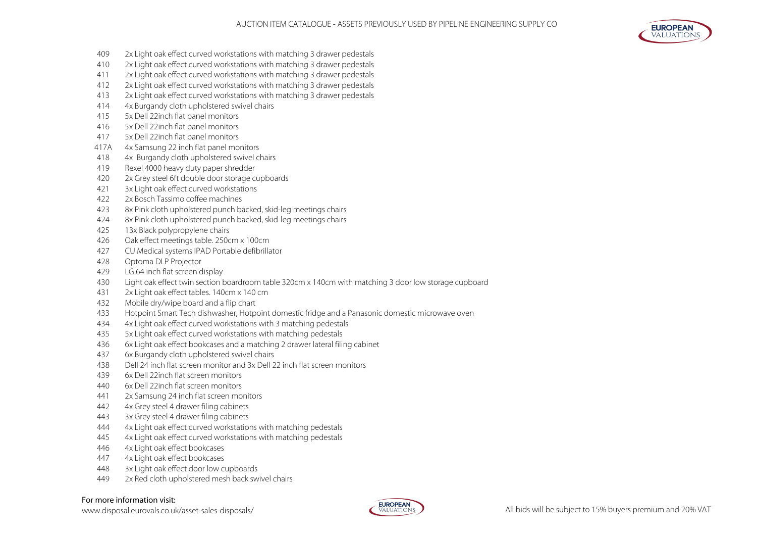| Lot | Description |
|---|---|
| 409 | 2x Light oak effect curved workstations with matching 3 drawer pedestals |
| 410 | 2x Light oak effect curved workstations with matching 3 drawer pedestals |
| 411 | 2x Light oak effect curved workstations with matching 3 drawer pedestals |
| 412 | 2x Light oak effect curved workstations with matching 3 drawer pedestals |
| 413 | 2x Light oak effect curved workstations with matching 3 drawer pedestals |
| 414 | 4x Burgandy cloth upholstered swivel chairs |
| 415 | 5x Dell 22inch flat panel monitors |
| 416 | 5x Dell 22inch flat panel monitors |
| 417 | 5x Dell 22inch flat panel monitors |
| 417A | 4x Samsung 22 inch flat panel monitors |
| 418 | 4x Burgandy cloth upholstered swivel chairs |
| 419 | Rexel 4000 heavy duty paper shredder |
| 420 | 2x Grey steel 6ft double door storage cupboards |
| 421 | 3x Light oak effect curved workstations |
| 422 | 2x Bosch Tassimo coffee machines |
| 423 | 8x Pink cloth upholstered punch backed, skid-leg meetings chairs |
| 424 | 8x Pink cloth upholstered punch backed, skid-leg meetings chairs |
| 425 | 13x Black polypropylene chairs |
| 426 | Oak effect meetings table. 250cm x 100cm |
| 427 | CU Medical systems IPAD Portable defibrillator |
| 428 | Optoma DLP Projector |
| 429 | LG 64 inch flat screen display |
| 430 | Light oak effect twin section boardroom table 320cm x 140cm with matching 3 door low storage cupboard |
| 431 | 2x Light oak effect tables. 140cm x 140 cm |
| 432 | Mobile dry/wipe board and a flip chart |
| 433 | Hotpoint Smart Tech dishwasher, Hotpoint domestic fridge and a Panasonic domestic microwave oven |
| 434 | 4x Light oak effect curved workstations with 3 matching pedestals |
| 435 | 5x Light oak effect curved workstations with matching pedestals |
| 436 | 6x Light oak effect bookcases and a matching 2 drawer lateral filing cabinet |
| 437 | 6x Burgandy cloth upholstered swivel chairs |
| 438 | Dell 24 inch flat screen monitor and 3x Dell 22 inch flat screen monitors |
| 439 | 6x Dell 22inch flat screen monitors |
| 440 | 6x Dell 22inch flat screen monitors |
| 441 | 2x Samsung 24 inch flat screen monitors |
| 442 | 4x Grey steel 4 drawer filing cabinets |
| 443 | 3x Grey steel 4 drawer filing cabinets |
| 444 | 4x Light oak effect curved workstations with matching pedestals |
| 445 | 4x Light oak effect curved workstations with matching pedestals |
| 446 | 4x Light oak effect bookcases |
| 447 | 4x Light oak effect bookcases |
| 448 | 3x Light oak effect door low cupboards |
| 449 | 2x Red cloth upholstered mesh back swivel chairs |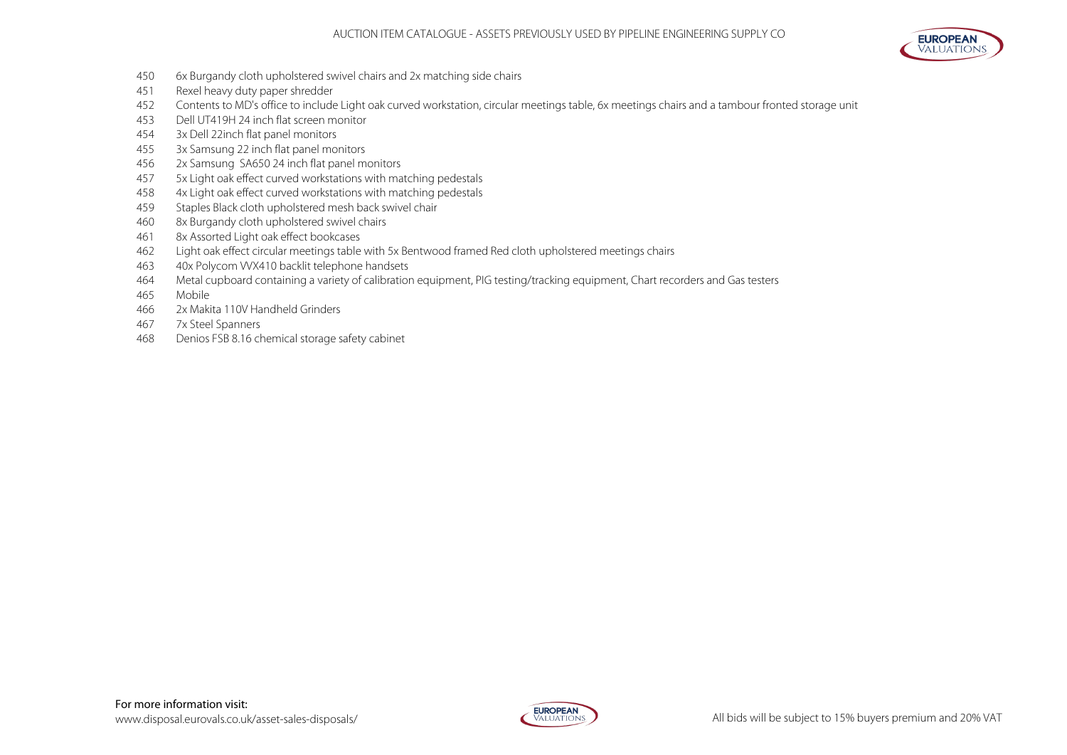| | |
|---|---|
| 450 | 6x Burgandy cloth upholstered swivel chairs and 2x matching side chairs |
| 451 | Rexel heavy duty paper shredder |
| 452 | Contents to MD's office to include Light oak curved workstation, circular meetings table, 6x meetings chairs and a tambour fronted storage unit |
| 453 | Dell UT419H 24 inch flat screen monitor |
| 454 | 3x Dell 22inch flat panel monitors |
| 455 | 3x Samsung 22 inch flat panel monitors |
| 456 | 2x Samsung SA650 24 inch flat panel monitors |
| 457 | 5x Light oak effect curved workstations with matching pedestals |
| 458 | 4x Light oak effect curved workstations with matching pedestals |
| 459 | Staples Black cloth upholstered mesh back swivel chair |
| 460 | 8x Burgandy cloth upholstered swivel chairs |
| 461 | 8x Assorted Light oak effect bookcases |
| 462 | Light oak effect circular meetings table with 5x Bentwood framed Red cloth upholstered meetings chairs |
| 463 | 40x Polycom VVX410 backlit telephone handsets |
| 464 | Metal cupboard containing a variety of calibration equipment, PIG testing/tracking equipment, Chart recorders and Gas testers |
| 465 | Mobile |
| 466 | 2x Makita 110V Handheld Grinders |
| 467 | 7x Steel Spanners |
| 468 | Denios FSB 8.16 chemical storage safety cabinet |